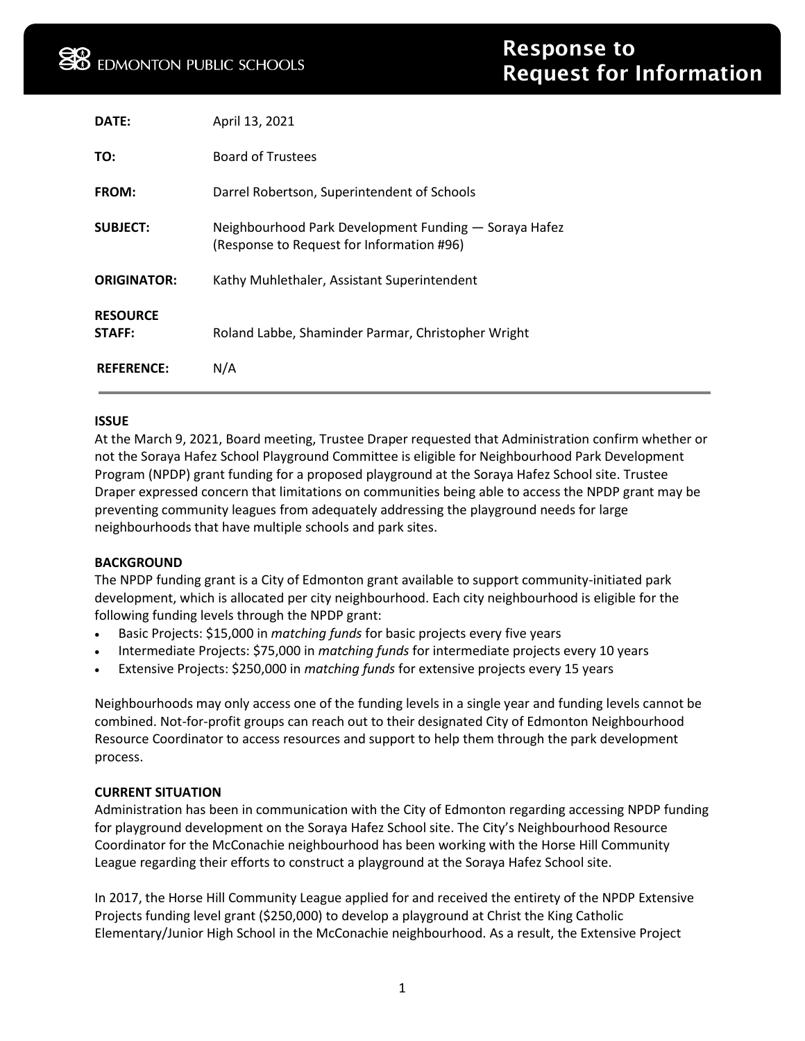EDMONTON PUBLIC SCHOOLS

# Response to Request for Information

| | |
|---|---|
| **DATE:** | April 13, 2021 |
| **TO:** | Board of Trustees |
| **FROM:** | Darrel Robertson, Superintendent of Schools |
| **SUBJECT:** | Neighbourhood Park Development Funding — Soraya Hafez (Response to Request for Information #96) |
| **ORIGINATOR:** | Kathy Muhlethaler, Assistant Superintendent |
| **RESOURCE STAFF:** | Roland Labbe, Shaminder Parmar, Christopher Wright |
| **REFERENCE:** | N/A |

**ISSUE**

At the March 9, 2021, Board meeting, Trustee Draper requested that Administration confirm whether or not the Soraya Hafez School Playground Committee is eligible for Neighbourhood Park Development Program (NPDP) grant funding for a proposed playground at the Soraya Hafez School site. Trustee Draper expressed concern that limitations on communities being able to access the NPDP grant may be preventing community leagues from adequately addressing the playground needs for large neighbourhoods that have multiple schools and park sites.

**BACKGROUND**

The NPDP funding grant is a City of Edmonton grant available to support community-initiated park development, which is allocated per city neighbourhood. Each city neighbourhood is eligible for the following funding levels through the NPDP grant:

- Basic Projects: $15,000 in *matching funds* for basic projects every five years
- Intermediate Projects: $75,000 in *matching funds* for intermediate projects every 10 years
- Extensive Projects: $250,000 in *matching funds* for extensive projects every 15 years

Neighbourhoods may only access one of the funding levels in a single year and funding levels cannot be combined. Not-for-profit groups can reach out to their designated City of Edmonton Neighbourhood Resource Coordinator to access resources and support to help them through the park development process.

**CURRENT SITUATION**

Administration has been in communication with the City of Edmonton regarding accessing NPDP funding for playground development on the Soraya Hafez School site. The City's Neighbourhood Resource Coordinator for the McConachie neighbourhood has been working with the Horse Hill Community League regarding their efforts to construct a playground at the Soraya Hafez School site.

In 2017, the Horse Hill Community League applied for and received the entirety of the NPDP Extensive Projects funding level grant ($250,000) to develop a playground at Christ the King Catholic Elementary/Junior High School in the McConachie neighbourhood. As a result, the Extensive Project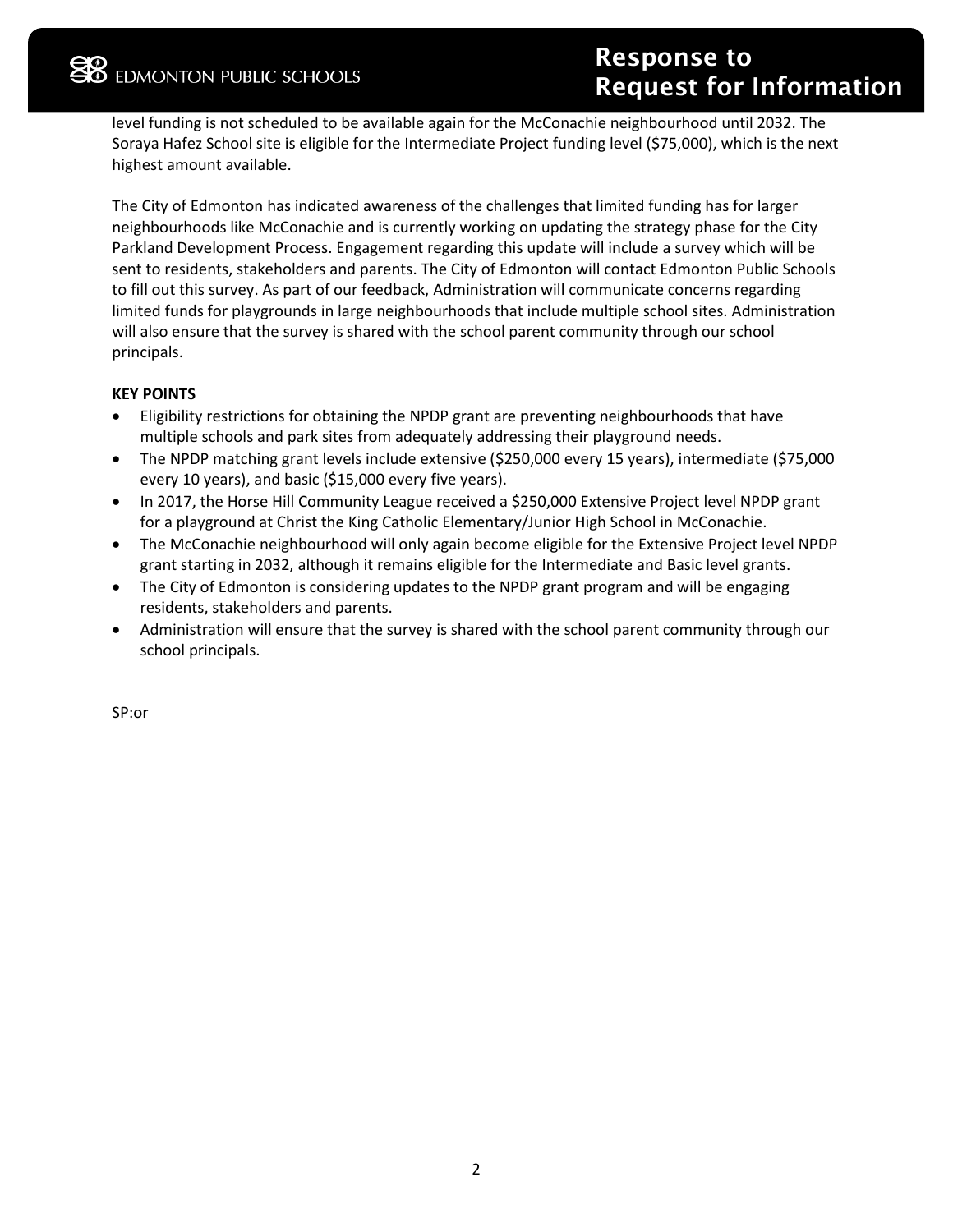level funding is not scheduled to be available again for the McConachie neighbourhood until 2032. The Soraya Hafez School site is eligible for the Intermediate Project funding level ($75,000), which is the next highest amount available.

The City of Edmonton has indicated awareness of the challenges that limited funding has for larger neighbourhoods like McConachie and is currently working on updating the strategy phase for the City Parkland Development Process. Engagement regarding this update will include a survey which will be sent to residents, stakeholders and parents. The City of Edmonton will contact Edmonton Public Schools to fill out this survey. As part of our feedback, Administration will communicate concerns regarding limited funds for playgrounds in large neighbourhoods that include multiple school sites. Administration will also ensure that the survey is shared with the school parent community through our school principals.

**KEY POINTS**

- Eligibility restrictions for obtaining the NPDP grant are preventing neighbourhoods that have multiple schools and park sites from adequately addressing their playground needs.
- The NPDP matching grant levels include extensive ($250,000 every 15 years), intermediate ($75,000 every 10 years), and basic ($15,000 every five years).
- In 2017, the Horse Hill Community League received a $250,000 Extensive Project level NPDP grant for a playground at Christ the King Catholic Elementary/Junior High School in McConachie.
- The McConachie neighbourhood will only again become eligible for the Extensive Project level NPDP grant starting in 2032, although it remains eligible for the Intermediate and Basic level grants.
- The City of Edmonton is considering updates to the NPDP grant program and will be engaging residents, stakeholders and parents.
- Administration will ensure that the survey is shared with the school parent community through our school principals.

SP:or